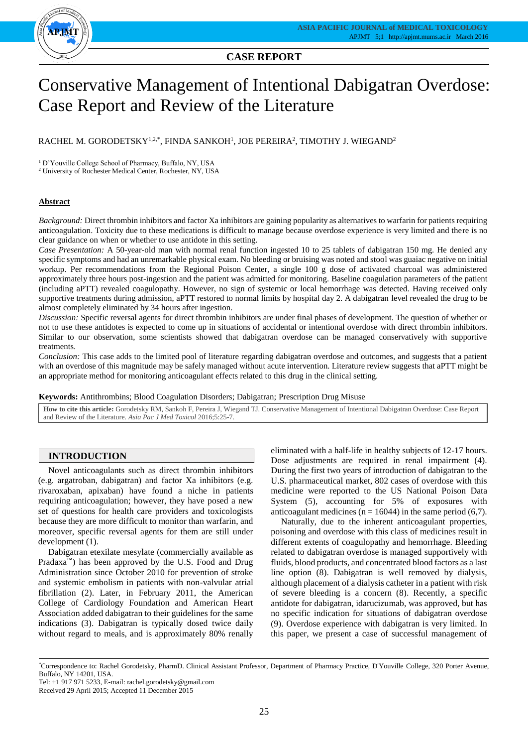**CASE REPORT**

# Conservative Management of Intentional Dabigatran Overdose: Case Report and Review of the Literature

RACHEL M. GORODETSKY[1,2,*], FINDA SANKOH[1], JOE PEREIRA[2], TIMOTHY J. WIEGAND[2]

[1] D'Youville College School of Pharmacy, Buffalo, NY, USA
[2] University of Rochester Medical Center, Rochester, NY, USA

## Abstract

*Background:* Direct thrombin inhibitors and factor Xa inhibitors are gaining popularity as alternatives to warfarin for patients requiring anticoagulation. Toxicity due to these medications is difficult to manage because overdose experience is very limited and there is no clear guidance on when or whether to use antidote in this setting.

*Case Presentation:* A 50-year-old man with normal renal function ingested 10 to 25 tablets of dabigatran 150 mg. He denied any specific symptoms and had an unremarkable physical exam. No bleeding or bruising was noted and stool was guaiac negative on initial workup. Per recommendations from the Regional Poison Center, a single 100 g dose of activated charcoal was administered approximately three hours post-ingestion and the patient was admitted for monitoring. Baseline coagulation parameters of the patient (including aPTT) revealed coagulopathy. However, no sign of systemic or local hemorrhage was detected. Having received only supportive treatments during admission, aPTT restored to normal limits by hospital day 2. A dabigatran level revealed the drug to be almost completely eliminated by 34 hours after ingestion.

*Discussion:* Specific reversal agents for direct thrombin inhibitors are under final phases of development. The question of whether or not to use these antidotes is expected to come up in situations of accidental or intentional overdose with direct thrombin inhibitors. Similar to our observation, some scientists showed that dabigatran overdose can be managed conservatively with supportive treatments.

*Conclusion:* This case adds to the limited pool of literature regarding dabigatran overdose and outcomes, and suggests that a patient with an overdose of this magnitude may be safely managed without acute intervention. Literature review suggests that aPTT might be an appropriate method for monitoring anticoagulant effects related to this drug in the clinical setting.

**Keywords:** Antithrombins; Blood Coagulation Disorders; Dabigatran; Prescription Drug Misuse

**How to cite this article:** Gorodetsky RM, Sankoh F, Pereira J, Wiegand TJ. Conservative Management of Intentional Dabigatran Overdose: Case Report and Review of the Literature. *Asia Pac J Med Toxicol* 2016;5:25-7.

## INTRODUCTION

Novel anticoagulants such as direct thrombin inhibitors (e.g. argatroban, dabigatran) and factor Xa inhibitors (e.g. rivaroxaban, apixaban) have found a niche in patients requiring anticoagulation; however, they have posed a new set of questions for health care providers and toxicologists because they are more difficult to monitor than warfarin, and moreover, specific reversal agents for them are still under development (1).

Dabigatran etexilate mesylate (commercially available as Pradaxa™) has been approved by the U.S. Food and Drug Administration since October 2010 for prevention of stroke and systemic embolism in patients with non-valvular atrial fibrillation (2). Later, in February 2011, the American College of Cardiology Foundation and American Heart Association added dabigatran to their guidelines for the same indications (3). Dabigatran is typically dosed twice daily without regard to meals, and is approximately 80% renally eliminated with a half-life in healthy subjects of 12-17 hours. Dose adjustments are required in renal impairment (4). During the first two years of introduction of dabigatran to the U.S. pharmaceutical market, 802 cases of overdose with this medicine were reported to the US National Poison Data System (5), accounting for 5% of exposures with anticoagulant medicines (n = 16044) in the same period (6,7).

Naturally, due to the inherent anticoagulant properties, poisoning and overdose with this class of medicines result in different extents of coagulopathy and hemorrhage. Bleeding related to dabigatran overdose is managed supportively with fluids, blood products, and concentrated blood factors as a last line option (8). Dabigatran is well removed by dialysis, although placement of a dialysis catheter in a patient with risk of severe bleeding is a concern (8). Recently, a specific antidote for dabigatran, idarucizumab, was approved, but has no specific indication for situations of dabigatran overdose (9). Overdose experience with dabigatran is very limited. In this paper, we present a case of successful management of

---

[*]Correspondence to: Rachel Gorodetsky, PharmD. Clinical Assistant Professor, Department of Pharmacy Practice, D'Youville College, 320 Porter Avenue, Buffalo, NY 14201, USA.
Tel: +1 917 971 5233, E-mail: rachel.gorodetsky@gmail.com
Received 29 April 2015; Accepted 11 December 2015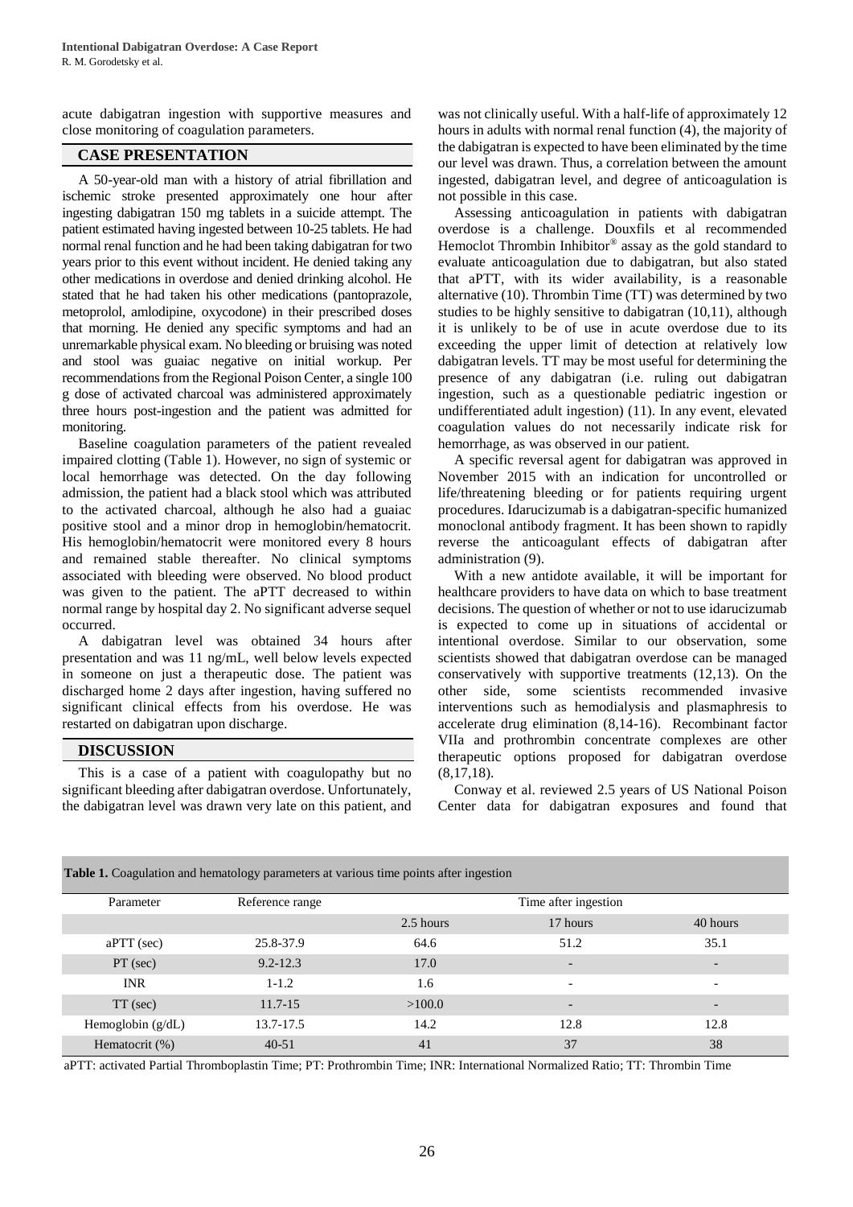acute dabigatran ingestion with supportive measures and close monitoring of coagulation parameters.

## CASE PRESENTATION

A 50-year-old man with a history of atrial fibrillation and ischemic stroke presented approximately one hour after ingesting dabigatran 150 mg tablets in a suicide attempt. The patient estimated having ingested between 10-25 tablets. He had normal renal function and he had been taking dabigatran for two years prior to this event without incident. He denied taking any other medications in overdose and denied drinking alcohol. He stated that he had taken his other medications (pantoprazole, metoprolol, amlodipine, oxycodone) in their prescribed doses that morning. He denied any specific symptoms and had an unremarkable physical exam. No bleeding or bruising was noted and stool was guaiac negative on initial workup. Per recommendations from the Regional Poison Center, a single 100 g dose of activated charcoal was administered approximately three hours post-ingestion and the patient was admitted for monitoring.

Baseline coagulation parameters of the patient revealed impaired clotting (Table 1). However, no sign of systemic or local hemorrhage was detected. On the day following admission, the patient had a black stool which was attributed to the activated charcoal, although he also had a guaiac positive stool and a minor drop in hemoglobin/hematocrit. His hemoglobin/hematocrit were monitored every 8 hours and remained stable thereafter. No clinical symptoms associated with bleeding were observed. No blood product was given to the patient. The aPTT decreased to within normal range by hospital day 2. No significant adverse sequel occurred.

A dabigatran level was obtained 34 hours after presentation and was 11 ng/mL, well below levels expected in someone on just a therapeutic dose. The patient was discharged home 2 days after ingestion, having suffered no significant clinical effects from his overdose. He was restarted on dabigatran upon discharge.

## DISCUSSION

This is a case of a patient with coagulopathy but no significant bleeding after dabigatran overdose. Unfortunately, the dabigatran level was drawn very late on this patient, and was not clinically useful. With a half-life of approximately 12 hours in adults with normal renal function (4), the majority of the dabigatran is expected to have been eliminated by the time our level was drawn. Thus, a correlation between the amount ingested, dabigatran level, and degree of anticoagulation is not possible in this case.

Assessing anticoagulation in patients with dabigatran overdose is a challenge. Douxfils et al recommended Hemoclot Thrombin Inhibitor® assay as the gold standard to evaluate anticoagulation due to dabigatran, but also stated that aPTT, with its wider availability, is a reasonable alternative (10). Thrombin Time (TT) was determined by two studies to be highly sensitive to dabigatran (10,11), although it is unlikely to be of use in acute overdose due to its exceeding the upper limit of detection at relatively low dabigatran levels. TT may be most useful for determining the presence of any dabigatran (i.e. ruling out dabigatran ingestion, such as a questionable pediatric ingestion or undifferentiated adult ingestion) (11). In any event, elevated coagulation values do not necessarily indicate risk for hemorrhage, as was observed in our patient.

A specific reversal agent for dabigatran was approved in November 2015 with an indication for uncontrolled or life/threatening bleeding or for patients requiring urgent procedures. Idarucizumab is a dabigatran-specific humanized monoclonal antibody fragment. It has been shown to rapidly reverse the anticoagulant effects of dabigatran after administration (9).

With a new antidote available, it will be important for healthcare providers to have data on which to base treatment decisions. The question of whether or not to use idarucizumab is expected to come up in situations of accidental or intentional overdose. Similar to our observation, some scientists showed that dabigatran overdose can be managed conservatively with supportive treatments (12,13). On the other side, some scientists recommended invasive interventions such as hemodialysis and plasmaphresis to accelerate drug elimination (8,14-16). Recombinant factor VIIa and prothrombin concentrate complexes are other therapeutic options proposed for dabigatran overdose (8,17,18).

Conway et al. reviewed 2.5 years of US National Poison Center data for dabigatran exposures and found that

**Table 1.** Coagulation and hematology parameters at various time points after ingestion

| Parameter | Reference range | Time after ingestion | | |
|---|---|---|---|---|
| | | 2.5 hours | 17 hours | 40 hours |
| aPTT (sec) | 25.8-37.9 | 64.6 | 51.2 | 35.1 |
| PT (sec) | 9.2-12.3 | 17.0 | - | - |
| INR | 1-1.2 | 1.6 | - | - |
| TT (sec) | 11.7-15 | >100.0 | - | - |
| Hemoglobin (g/dL) | 13.7-17.5 | 14.2 | 12.8 | 12.8 |
| Hematocrit (%) | 40-51 | 41 | 37 | 38 |

aPTT: activated Partial Thromboplastin Time; PT: Prothrombin Time; INR: International Normalized Ratio; TT: Thrombin Time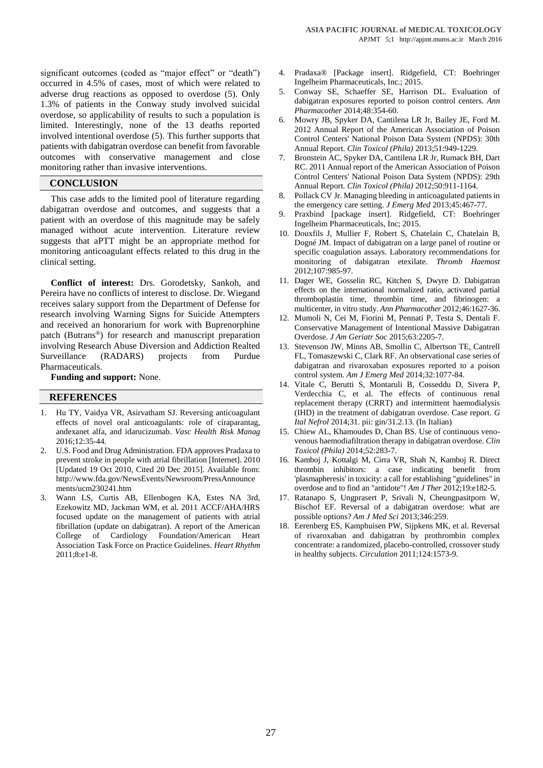significant outcomes (coded as "major effect" or "death") occurred in 4.5% of cases, most of which were related to adverse drug reactions as opposed to overdose (5). Only 1.3% of patients in the Conway study involved suicidal overdose, so applicability of results to such a population is limited. Interestingly, none of the 13 deaths reported involved intentional overdose (5). This further supports that patients with dabigatran overdose can benefit from favorable outcomes with conservative management and close monitoring rather than invasive interventions.

## CONCLUSION

This case adds to the limited pool of literature regarding dabigatran overdose and outcomes, and suggests that a patient with an overdose of this magnitude may be safely managed without acute intervention. Literature review suggests that aPTT might be an appropriate method for monitoring anticoagulant effects related to this drug in the clinical setting.

**Conflict of interest:** Drs. Gorodetsky, Sankoh, and Pereira have no conflicts of interest to disclose. Dr. Wiegand receives salary support from the Department of Defense for research involving Warning Signs for Suicide Attempters and received an honorarium for work with Buprenorphine patch (Butrans®) for research and manuscript preparation involving Research Abuse Diversion and Addiction Realted Surveillance (RADARS) projects from Purdue Pharmaceuticals.

**Funding and support:** None.

## REFERENCES

1. Hu TY, Vaidya VR, Asirvatham SJ. Reversing anticoagulant effects of novel oral anticoagulants: role of ciraparantag, andexanet alfa, and idarucizumab. *Vasc Health Risk Manag* 2016;12:35-44.
2. U.S. Food and Drug Administration. FDA approves Pradaxa to prevent stroke in people with atrial fibrillation [Internet]. 2010 [Updated 19 Oct 2010, Cited 20 Dec 2015]. Available from: http://www.fda.gov/NewsEvents/Newsroom/PressAnnouncements/ucm230241.htm
3. Wann LS, Curtis AB, Ellenbogen KA, Estes NA 3rd, Ezekowitz MD, Jackman WM, et al. 2011 ACCF/AHA/HRS focused update on the management of patients with atrial fibrillation (update on dabigatran). A report of the American College of Cardiology Foundation/American Heart Association Task Force on Practice Guidelines. *Heart Rhythm* 2011;8:e1-8.
4. Pradaxa® [Package insert]. Ridgefield, CT: Boehringer Ingelheim Pharmaceuticals, Inc.; 2015.
5. Conway SE, Schaeffer SE, Harrison DL. Evaluation of dabigatran exposures reported to poison control centers. *Ann Pharmacother* 2014;48:354-60.
6. Mowry JB, Spyker DA, Cantilena LR Jr, Bailey JE, Ford M. 2012 Annual Report of the American Association of Poison Control Centers' National Poison Data System (NPDS): 30th Annual Report. *Clin Toxicol (Phila)* 2013;51:949-1229.
7. Bronstein AC, Spyker DA, Cantilena LR Jr, Rumack BH, Dart RC. 2011 Annual report of the American Association of Poison Control Centers' National Poison Data System (NPDS): 29th Annual Report. *Clin Toxicol (Phila)* 2012;50:911-1164.
8. Pollack CV Jr. Managing bleeding in anticoagulated patients in the emergency care setting. *J Emerg Med* 2013;45:467-77.
9. Praxbind [package insert]. Ridgefield, CT: Boehringer Ingelheim Pharmaceuticals, Inc; 2015.
10. Douxfils J, Mullier F, Robert S, Chatelain C, Chatelain B, Dogné JM. Impact of dabigatran on a large panel of routine or specific coagulation assays. Laboratory recommendations for monitoring of dabigatran etexilate. *Thromb Haemost* 2012;107:985-97.
11. Dager WE, Gosselin RC, Kitchen S, Dwyre D. Dabigatran effects on the international normalized ratio, activated partial thromboplastin time, thrombin time, and fibrinogen: a multicenter, in vitro study. *Ann Pharmacother* 2012;46:1627-36.
12. Mumoli N, Cei M, Fiorini M, Pennati P, Testa S, Dentali F. Conservative Management of Intentional Massive Dabigatran Overdose. *J Am Geriatr Soc* 2015;63:2205-7.
13. Stevenson JW, Minns AB, Smollin C, Albertson TE, Cantrell FL, Tomaszewski C, Clark RF. An observational case series of dabigatran and rivaroxaban exposures reported to a poison control system. *Am J Emerg Med* 2014;32:1077-84.
14. Vitale C, Berutti S, Montaruli B, Cosseddu D, Sivera P, Verdecchia C, et al. The effects of continuous renal replacement therapy (CRRT) and intermittent haemodialysis (IHD) in the treatment of dabigatran overdose. Case report. *G Ital Nefrol* 2014;31. pii: gin/31.2.13. (In Italian)
15. Chiew AL, Khamoudes D, Chan BS. Use of continuous veno-venous haemodiafiltration therapy in dabigatran overdose. *Clin Toxicol (Phila)* 2014;52:283-7.
16. Kamboj J, Kottalgi M, Cirra VR, Shah N, Kamboj R. Direct thrombin inhibitors: a case indicating benefit from 'plasmapheresis' in toxicity: a call for establishing "guidelines" in overdose and to find an "antidote"! *Am J Ther* 2012;19:e182-5.
17. Ratanapo S, Ungprasert P, Srivali N, Cheungpasitporn W, Bischof EF. Reversal of a dabigatran overdose: what are possible options? *Am J Med Sci* 2013;346:259.
18. Eerenberg ES, Kamphuisen PW, Sijpkens MK, et al. Reversal of rivaroxaban and dabigatran by prothrombin complex concentrate: a randomized, placebo-controlled, crossover study in healthy subjects. *Circulation* 2011;124:1573-9.